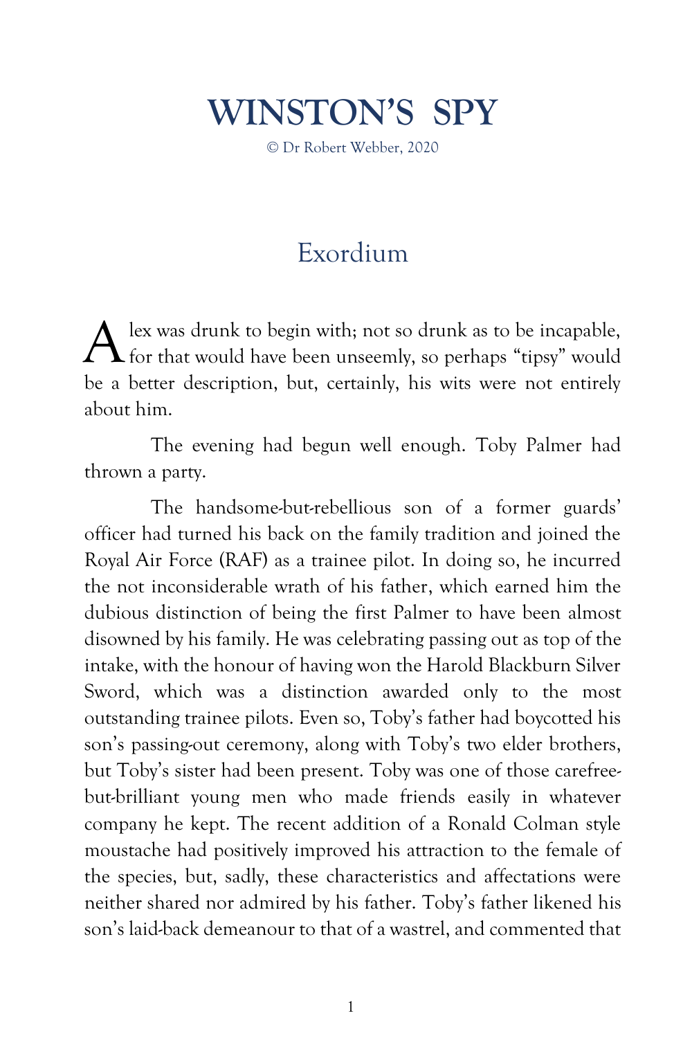# WINSTON'S SPY

© Dr Robert Webber, 2020

## Exordium

Alex was drunk to begin with; not so drunk as to be incapable, for that would have been unseemly, so perhaps "tipsy" would be a better description, but, certainly, his wits were not entirely about him.

The evening had begun well enough. Toby Palmer had thrown a party.

The handsome-but-rebellious son of a former guards' officer had turned his back on the family tradition and joined the Royal Air Force (RAF) as a trainee pilot. In doing so, he incurred the not inconsiderable wrath of his father, which earned him the dubious distinction of being the first Palmer to have been almost disowned by his family. He was celebrating passing out as top of the intake, with the honour of having won the Harold Blackburn Silver Sword, which was a distinction awarded only to the most outstanding trainee pilots. Even so, Toby's father had boycotted his son's passing-out ceremony, along with Toby's two elder brothers, but Toby's sister had been present. Toby was one of those carefree-but-brilliant young men who made friends easily in whatever company he kept. The recent addition of a Ronald Colman style moustache had positively improved his attraction to the female of the species, but, sadly, these characteristics and affectations were neither shared nor admired by his father. Toby's father likened his son's laid-back demeanour to that of a wastrel, and commented that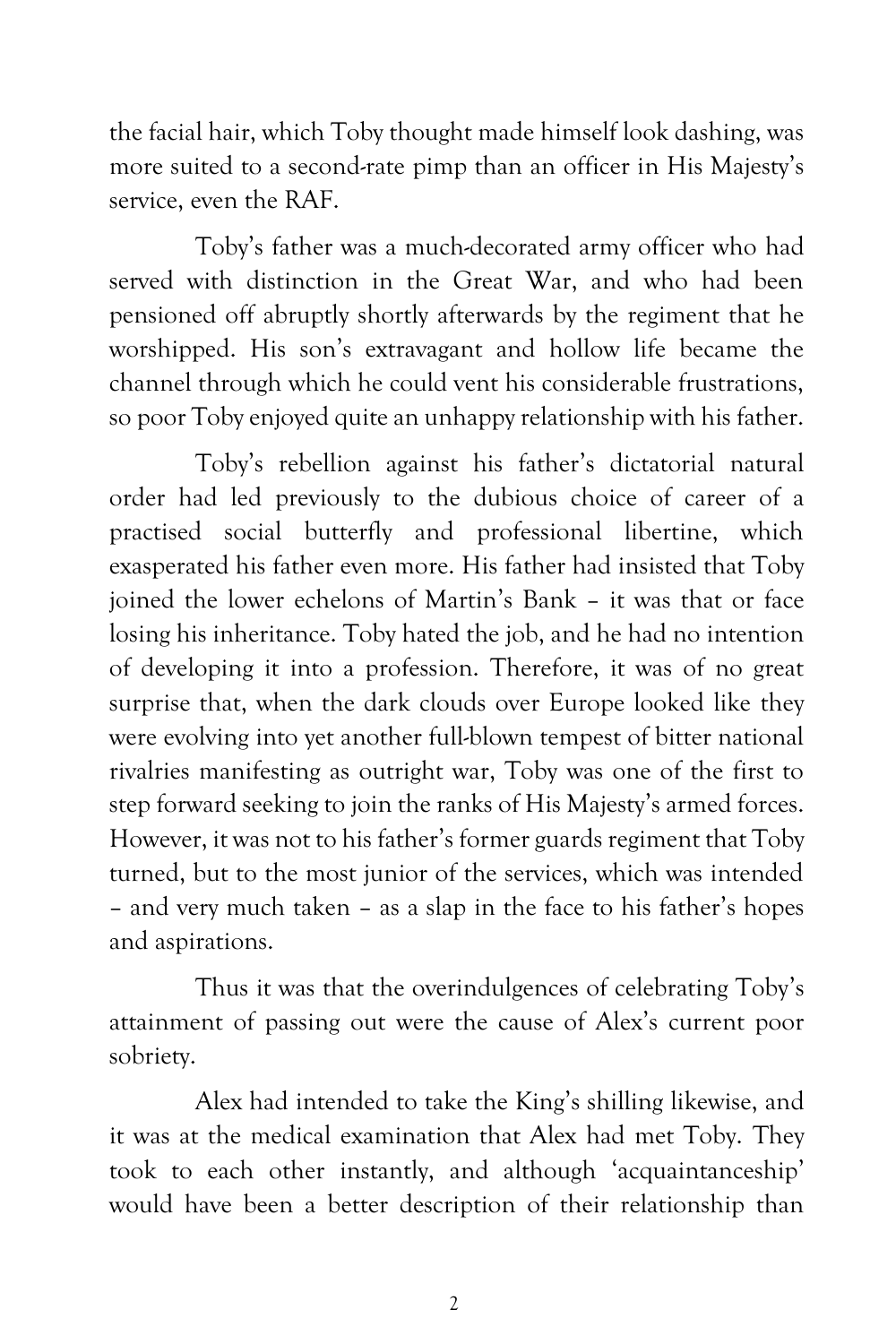the facial hair, which Toby thought made himself look dashing, was more suited to a second-rate pimp than an officer in His Majesty's service, even the RAF.

Toby's father was a much-decorated army officer who had served with distinction in the Great War, and who had been pensioned off abruptly shortly afterwards by the regiment that he worshipped. His son's extravagant and hollow life became the channel through which he could vent his considerable frustrations, so poor Toby enjoyed quite an unhappy relationship with his father.

Toby's rebellion against his father's dictatorial natural order had led previously to the dubious choice of career of a practised social butterfly and professional libertine, which exasperated his father even more. His father had insisted that Toby joined the lower echelons of Martin's Bank – it was that or face losing his inheritance. Toby hated the job, and he had no intention of developing it into a profession. Therefore, it was of no great surprise that, when the dark clouds over Europe looked like they were evolving into yet another full-blown tempest of bitter national rivalries manifesting as outright war, Toby was one of the first to step forward seeking to join the ranks of His Majesty's armed forces. However, it was not to his father's former guards regiment that Toby turned, but to the most junior of the services, which was intended – and very much taken – as a slap in the face to his father's hopes and aspirations.

Thus it was that the overindulgences of celebrating Toby's attainment of passing out were the cause of Alex's current poor sobriety.

Alex had intended to take the King's shilling likewise, and it was at the medical examination that Alex had met Toby. They took to each other instantly, and although 'acquaintanceship' would have been a better description of their relationship than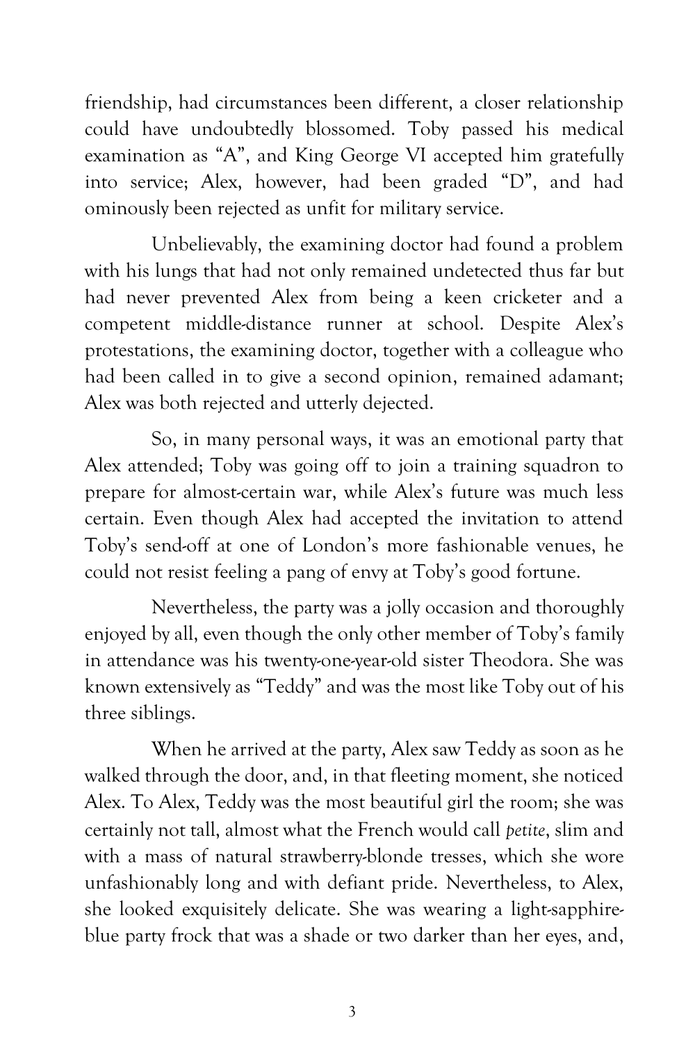friendship, had circumstances been different, a closer relationship could have undoubtedly blossomed. Toby passed his medical examination as “A”, and King George VI accepted him gratefully into service; Alex, however, had been graded “D”, and had ominously been rejected as unfit for military service.

Unbelievably, the examining doctor had found a problem with his lungs that had not only remained undetected thus far but had never prevented Alex from being a keen cricketer and a competent middle-distance runner at school. Despite Alex’s protestations, the examining doctor, together with a colleague who had been called in to give a second opinion, remained adamant; Alex was both rejected and utterly dejected.

So, in many personal ways, it was an emotional party that Alex attended; Toby was going off to join a training squadron to prepare for almost-certain war, while Alex’s future was much less certain. Even though Alex had accepted the invitation to attend Toby’s send-off at one of London’s more fashionable venues, he could not resist feeling a pang of envy at Toby’s good fortune.

Nevertheless, the party was a jolly occasion and thoroughly enjoyed by all, even though the only other member of Toby’s family in attendance was his twenty-one-year-old sister Theodora. She was known extensively as “Teddy” and was the most like Toby out of his three siblings.

When he arrived at the party, Alex saw Teddy as soon as he walked through the door, and, in that fleeting moment, she noticed Alex. To Alex, Teddy was the most beautiful girl the room; she was certainly not tall, almost what the French would call *petite*, slim and with a mass of natural strawberry-blonde tresses, which she wore unfashionably long and with defiant pride. Nevertheless, to Alex, she looked exquisitely delicate. She was wearing a light-sapphire-blue party frock that was a shade or two darker than her eyes, and,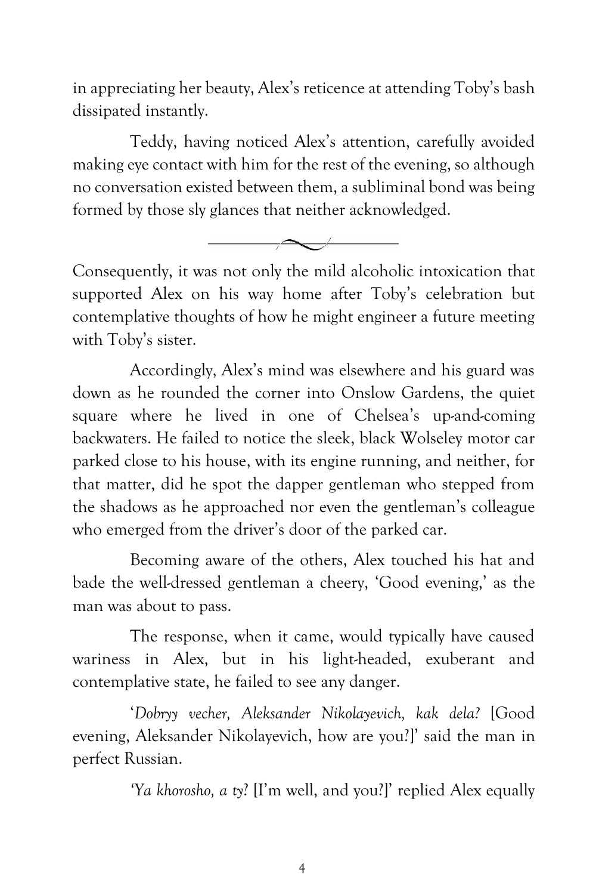in appreciating her beauty, Alex's reticence at attending Toby's bash dissipated instantly.

Teddy, having noticed Alex's attention, carefully avoided making eye contact with him for the rest of the evening, so although no conversation existed between them, a subliminal bond was being formed by those sly glances that neither acknowledged.

---

Consequently, it was not only the mild alcoholic intoxication that supported Alex on his way home after Toby's celebration but contemplative thoughts of how he might engineer a future meeting with Toby's sister.

Accordingly, Alex's mind was elsewhere and his guard was down as he rounded the corner into Onslow Gardens, the quiet square where he lived in one of Chelsea's up-and-coming backwaters. He failed to notice the sleek, black Wolseley motor car parked close to his house, with its engine running, and neither, for that matter, did he spot the dapper gentleman who stepped from the shadows as he approached nor even the gentleman's colleague who emerged from the driver's door of the parked car.

Becoming aware of the others, Alex touched his hat and bade the well-dressed gentleman a cheery, 'Good evening,' as the man was about to pass.

The response, when it came, would typically have caused wariness in Alex, but in his light-headed, exuberant and contemplative state, he failed to see any danger.

'*Dobryy vecher, Aleksander Nikolayevich, kak dela?* [Good evening, Aleksander Nikolayevich, how are you?]' said the man in perfect Russian.

'*Ya khorosho, a ty?* [I'm well, and you?]' replied Alex equally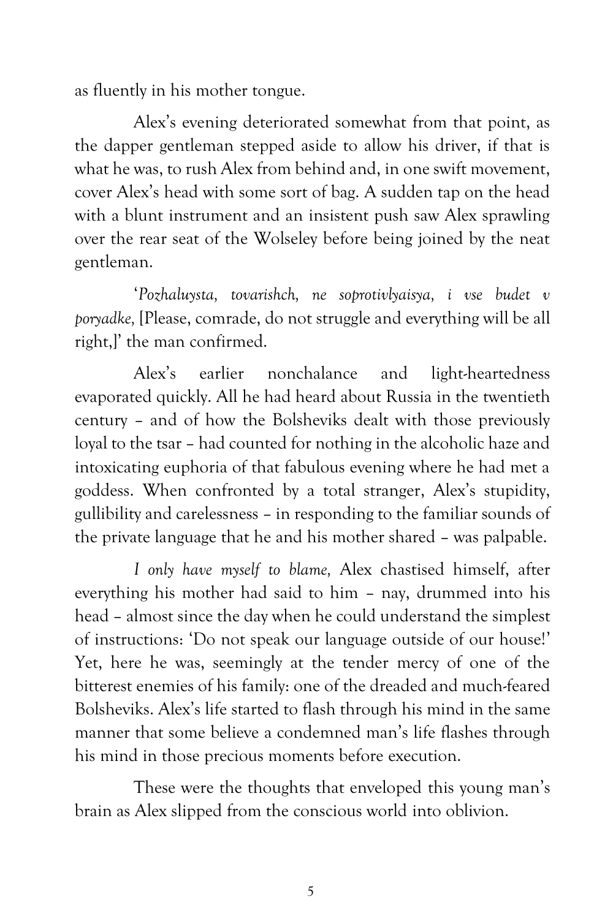as fluently in his mother tongue.

Alex's evening deteriorated somewhat from that point, as the dapper gentleman stepped aside to allow his driver, if that is what he was, to rush Alex from behind and, in one swift movement, cover Alex's head with some sort of bag. A sudden tap on the head with a blunt instrument and an insistent push saw Alex sprawling over the rear seat of the Wolseley before being joined by the neat gentleman.

'*Pozhaluysta, tovarishch, ne soprotivlyaisya, i vse budet v poryadke,* [Please, comrade, do not struggle and everything will be all right,]' the man confirmed.

Alex's earlier nonchalance and light-heartedness evaporated quickly. All he had heard about Russia in the twentieth century – and of how the Bolsheviks dealt with those previously loyal to the tsar – had counted for nothing in the alcoholic haze and intoxicating euphoria of that fabulous evening where he had met a goddess. When confronted by a total stranger, Alex's stupidity, gullibility and carelessness – in responding to the familiar sounds of the private language that he and his mother shared – was palpable.

*I only have myself to blame,* Alex chastised himself, after everything his mother had said to him – nay, drummed into his head – almost since the day when he could understand the simplest of instructions: 'Do not speak our language outside of our house!' Yet, here he was, seemingly at the tender mercy of one of the bitterest enemies of his family: one of the dreaded and much-feared Bolsheviks. Alex's life started to flash through his mind in the same manner that some believe a condemned man's life flashes through his mind in those precious moments before execution.

These were the thoughts that enveloped this young man's brain as Alex slipped from the conscious world into oblivion.